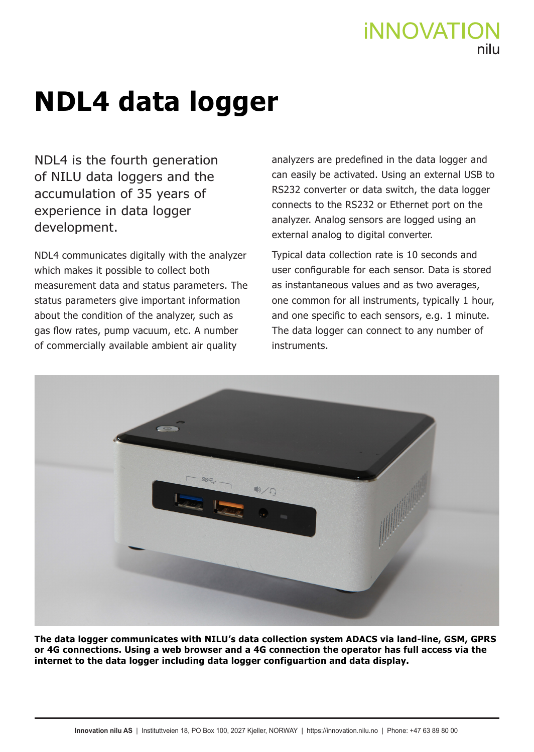# NDL4 data logger

NDL4 is the fourth generation of NILU data loggers and the accumulation of 35 years of experience in data logger development.

NDL4 communicates digitally with the analyzer which makes it possible to collect both measurement data and status parameters. The status parameters give important information about the condition of the analyzer, such as gas flow rates, pump vacuum, etc. A number of commercially available ambient air quality analyzers are predefined in the data logger and can easily be activated. Using an external USB to RS232 converter or data switch, the data logger connects to the RS232 or Ethernet port on the analyzer. Analog sensors are logged using an external analog to digital converter.

Typical data collection rate is 10 seconds and user configurable for each sensor. Data is stored as instantaneous values and as two averages, one common for all instruments, typically 1 hour, and one specific to each sensors, e.g. 1 minute. The data logger can connect to any number of instruments.

**The data logger communicates with NILU's data collection system ADACS via land-line, GSM, GPRS or 4G connections. Using a web browser and a 4G connection the operator has full access via the internet to the data logger including data logger configuartion and data display.**

**Innovation nilu AS** | Instituttveien 18, PO Box 100, 2027 Kjeller, NORWAY | https://innovation.nilu.no | Phone: +47 63 89 80 00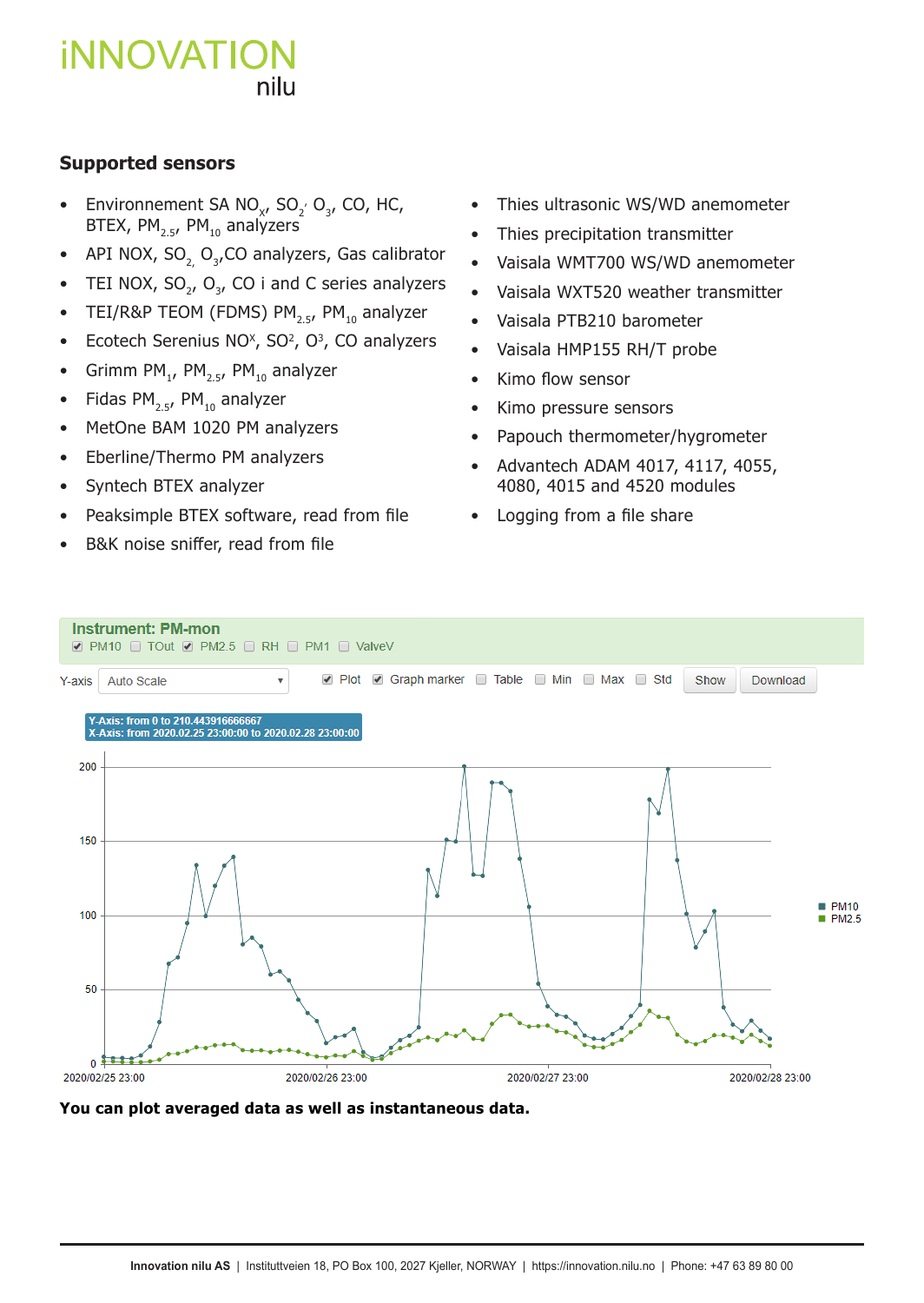# iNNOVATION nilu

## Supported sensors

- Environnement SA $NO_x$, $SO_2$, $O_3$, CO, HC, BTEX, $PM_{2.5}$, $PM_{10}$ analyzers
- API NOX, $SO_2$, $O_3$,CO analyzers, Gas calibrator
- TEI NOX, $SO_2$, $O_3$, CO i and C series analyzers
- TEI/R&P TEOM (FDMS) $PM_{2.5}$, $PM_{10}$ analyzer
- Ecotech Serenius $NO^x$, $SO^2$, $O^3$, CO analyzers
- Grimm $PM_1$, $PM_{2.5}$, $PM_{10}$ analyzer
- Fidas $PM_{2.5}$, $PM_{10}$ analyzer
- MetOne BAM 1020 PM analyzers
- Eberline/Thermo PM analyzers
- Syntech BTEX analyzer
- Peaksimple BTEX software, read from file
- B&K noise sniffer, read from file
- Thies ultrasonic WS/WD anemometer
- Thies precipitation transmitter
- Vaisala WMT700 WS/WD anemometer
- Vaisala WXT520 weather transmitter
- Vaisala PTB210 barometer
- Vaisala HMP155 RH/T probe
- Kimo flow sensor
- Kimo pressure sensors
- Papouch thermometer/hygrometer
- Advantech ADAM 4017, 4117, 4055, 4080, 4015 and 4520 modules
- Logging from a file share

Instrument: PM-mon

PM10 TOut PM2.5 RH PM1 ValveV

Y-axis Auto Scale Plot Graph marker Table Min Max Std Show Download

Y-Axis: from 0 to 210.443916666667
X-Axis: from 2020.02.25 23:00:00 to 2020.02.28 23:00:00

200
150
100
50
0

2020/02/25 23:00
2020/02/26 23:00
2020/02/27 23:00
2020/02/28 23:00

PM10
PM2.5

**You can plot averaged data as well as instantaneous data.**

**Innovation nilu AS** | Instituttveien 18, PO Box 100, 2027 Kjeller, NORWAY | https://innovation.nilu.no | Phone: +47 63 89 80 00